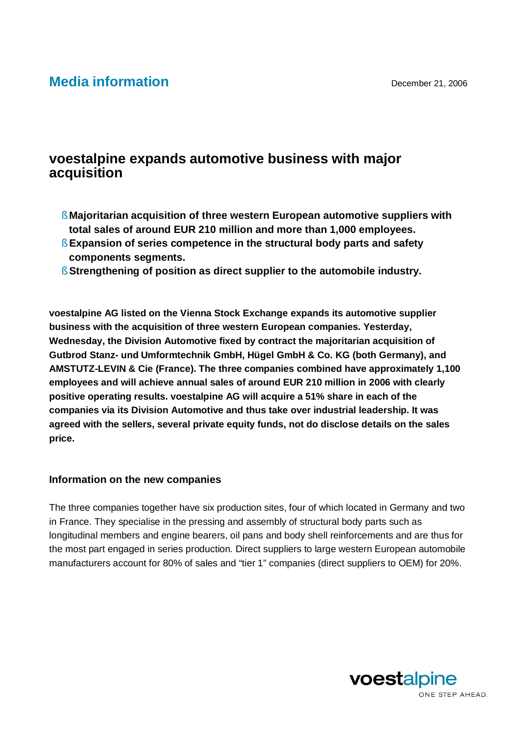# Media information

December 21, 2006

## voestalpine expands automotive business with major acquisition

- **Majoritarian acquisition of three western European automotive suppliers with total sales of around EUR 210 million and more than 1,000 employees.**
- **Expansion of series competence in the structural body parts and safety components segments.**
- **Strengthening of position as direct supplier to the automobile industry.**

**voestalpine AG listed on the Vienna Stock Exchange expands its automotive supplier business with the acquisition of three western European companies. Yesterday, Wednesday, the Division Automotive fixed by contract the majoritarian acquisition of Gutbrod Stanz- und Umformtechnik GmbH, Hügel GmbH & Co. KG (both Germany), and AMSTUTZ-LEVIN & Cie (France). The three companies combined have approximately 1,100 employees and will achieve annual sales of around EUR 210 million in 2006 with clearly positive operating results. voestalpine AG will acquire a 51% share in each of the companies via its Division Automotive and thus take over industrial leadership. It was agreed with the sellers, several private equity funds, not do disclose details on the sales price.**

### Information on the new companies

The three companies together have six production sites, four of which located in Germany and two in France. They specialise in the pressing and assembly of structural body parts such as longitudinal members and engine bearers, oil pans and body shell reinforcements and are thus for the most part engaged in series production. Direct suppliers to large western European automobile manufacturers account for 80% of sales and "tier 1" companies (direct suppliers to OEM) for 20%.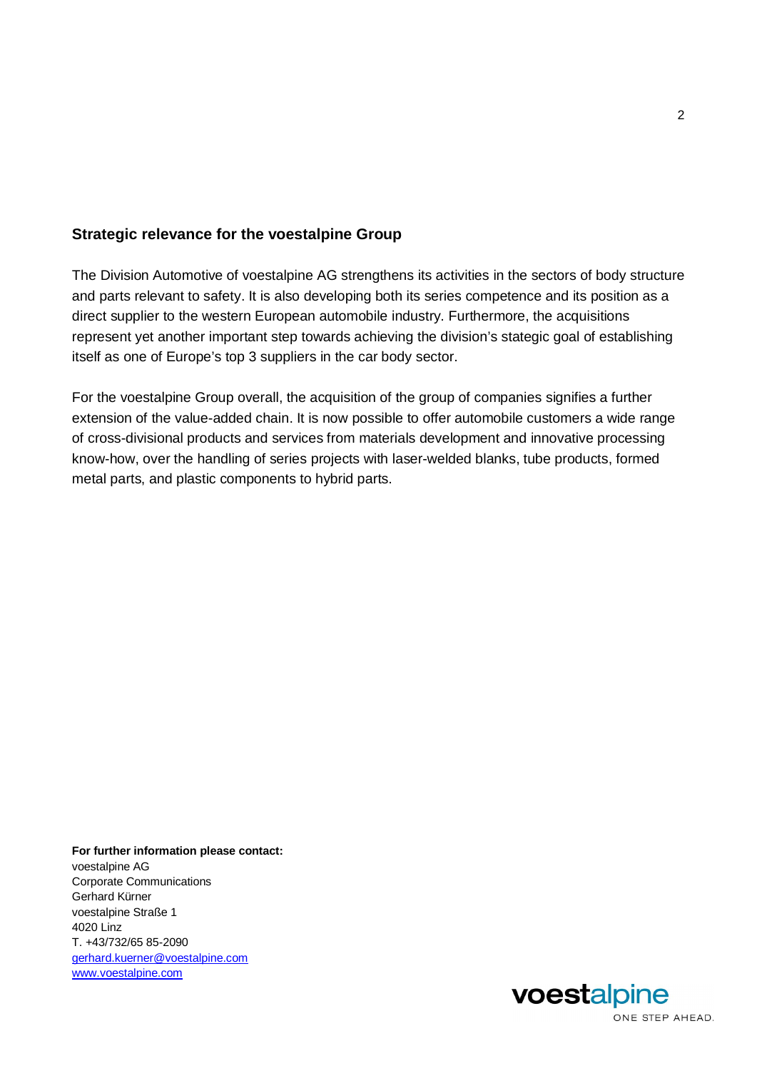## Strategic relevance for the voestalpine Group

The Division Automotive of voestalpine AG strengthens its activities in the sectors of body structure and parts relevant to safety. It is also developing both its series competence and its position as a direct supplier to the western European automobile industry. Furthermore, the acquisitions represent yet another important step towards achieving the division's stategic goal of establishing itself as one of Europe's top 3 suppliers in the car body sector.

For the voestalpine Group overall, the acquisition of the group of companies signifies a further extension of the value-added chain. It is now possible to offer automobile customers a wide range of cross-divisional products and services from materials development and innovative processing know-how, over the handling of series projects with laser-welded blanks, tube products, formed metal parts, and plastic components to hybrid parts.

**For further information please contact:**
voestalpine AG
Corporate Communications
Gerhard Kürner
voestalpine Straße 1
4020 Linz
T. +43/732/65 85-2090
gerhard.kuerner@voestalpine.com
www.voestalpine.com

voestalpine
ONE STEP AHEAD.